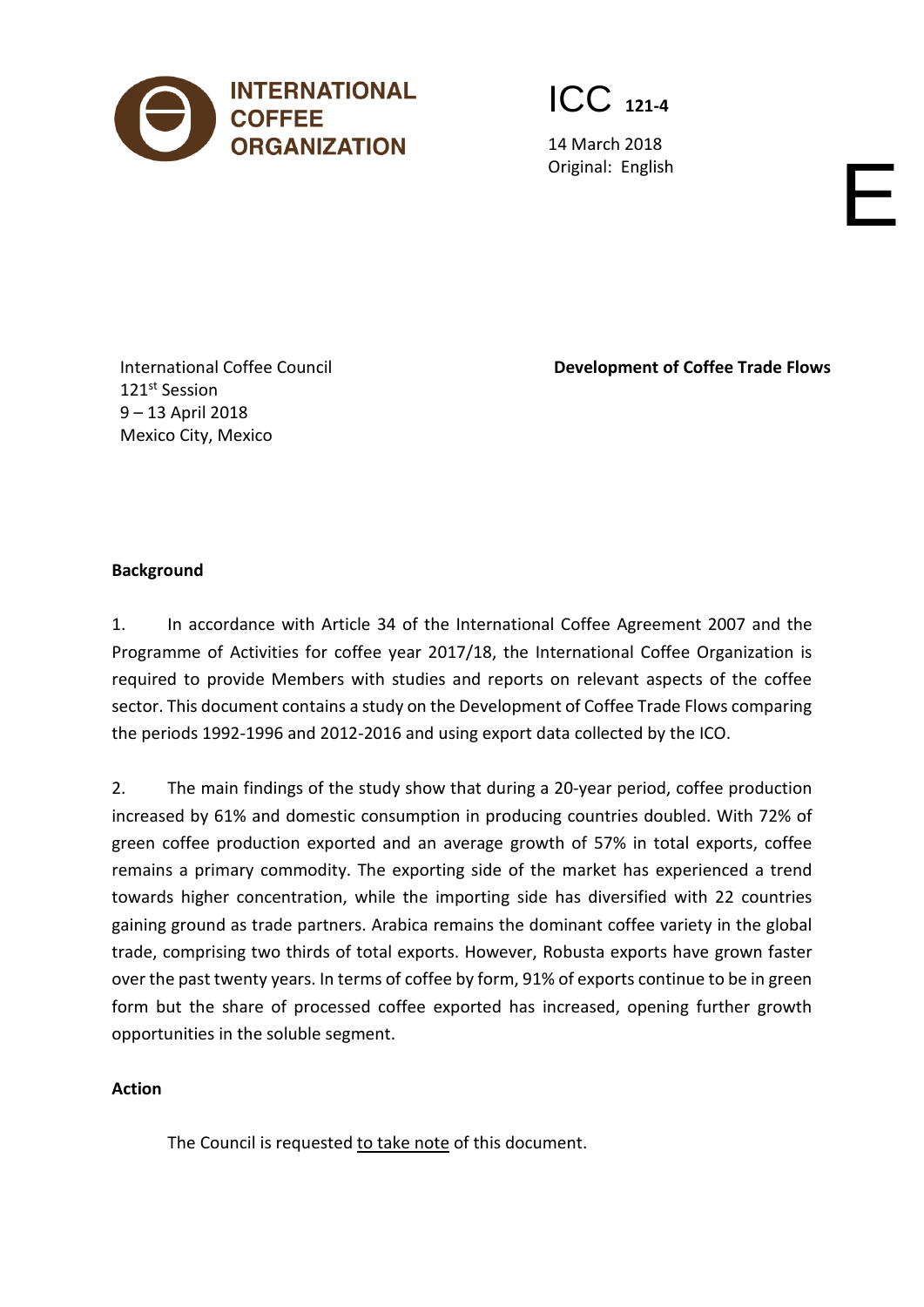INTERNATIONAL COFFEE ORGANIZATION

ICC 121-4

14 March 2018
Original: English

E

International Coffee Council
121st Session
9 – 13 April 2018
Mexico City, Mexico

**Development of Coffee Trade Flows**

**Background**

1. In accordance with Article 34 of the International Coffee Agreement 2007 and the Programme of Activities for coffee year 2017/18, the International Coffee Organization is required to provide Members with studies and reports on relevant aspects of the coffee sector. This document contains a study on the Development of Coffee Trade Flows comparing the periods 1992-1996 and 2012-2016 and using export data collected by the ICO.

2. The main findings of the study show that during a 20-year period, coffee production increased by 61% and domestic consumption in producing countries doubled. With 72% of green coffee production exported and an average growth of 57% in total exports, coffee remains a primary commodity. The exporting side of the market has experienced a trend towards higher concentration, while the importing side has diversified with 22 countries gaining ground as trade partners. Arabica remains the dominant coffee variety in the global trade, comprising two thirds of total exports. However, Robusta exports have grown faster over the past twenty years. In terms of coffee by form, 91% of exports continue to be in green form but the share of processed coffee exported has increased, opening further growth opportunities in the soluble segment.

**Action**

The Council is requested to take note of this document.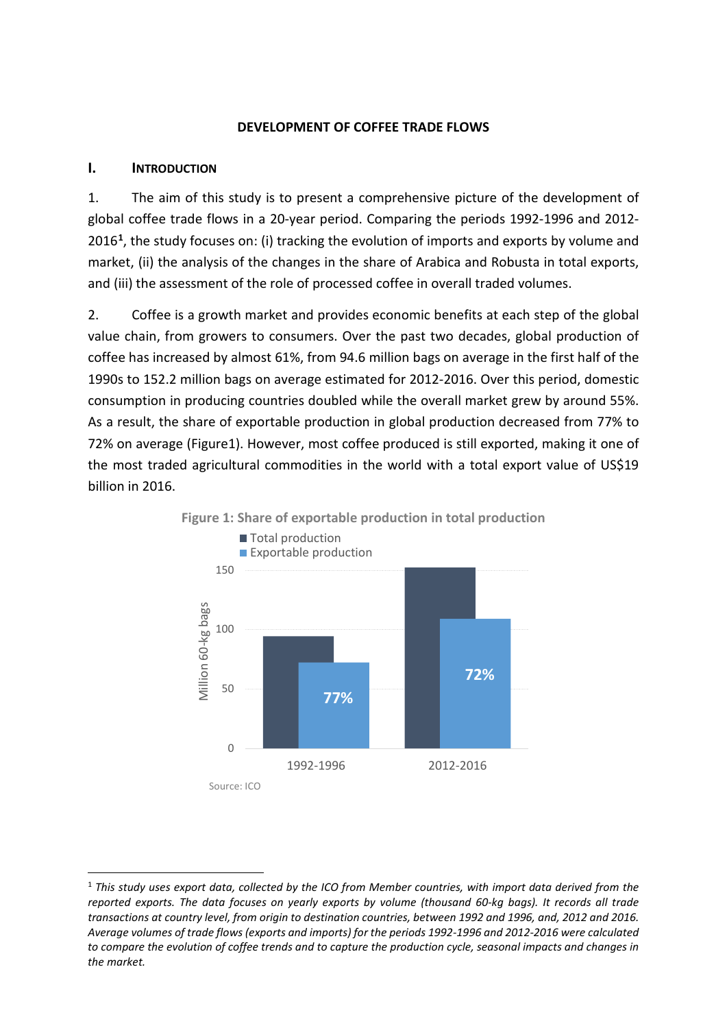**DEVELOPMENT OF COFFEE TRADE FLOWS**

## I. INTRODUCTION

1. The aim of this study is to present a comprehensive picture of the development of global coffee trade flows in a 20-year period. Comparing the periods 1992-1996 and 2012-2016[1], the study focuses on: (i) tracking the evolution of imports and exports by volume and market, (ii) the analysis of the changes in the share of Arabica and Robusta in total exports, and (iii) the assessment of the role of processed coffee in overall traded volumes.

2. Coffee is a growth market and provides economic benefits at each step of the global value chain, from growers to consumers. Over the past two decades, global production of coffee has increased by almost 61%, from 94.6 million bags on average in the first half of the 1990s to 152.2 million bags on average estimated for 2012-2016. Over this period, domestic consumption in producing countries doubled while the overall market grew by around 55%. As a result, the share of exportable production in global production decreased from 77% to 72% on average (Figure1). However, most coffee produced is still exported, making it one of the most traded agricultural commodities in the world with a total export value of US$19 billion in 2016.

**Figure 1: Share of exportable production in total production**

Source: ICO

[1] *This study uses export data, collected by the ICO from Member countries, with import data derived from the reported exports. The data focuses on yearly exports by volume (thousand 60-kg bags). It records all trade transactions at country level, from origin to destination countries, between 1992 and 1996, and, 2012 and 2016. Average volumes of trade flows (exports and imports) for the periods 1992-1996 and 2012-2016 were calculated to compare the evolution of coffee trends and to capture the production cycle, seasonal impacts and changes in the market.*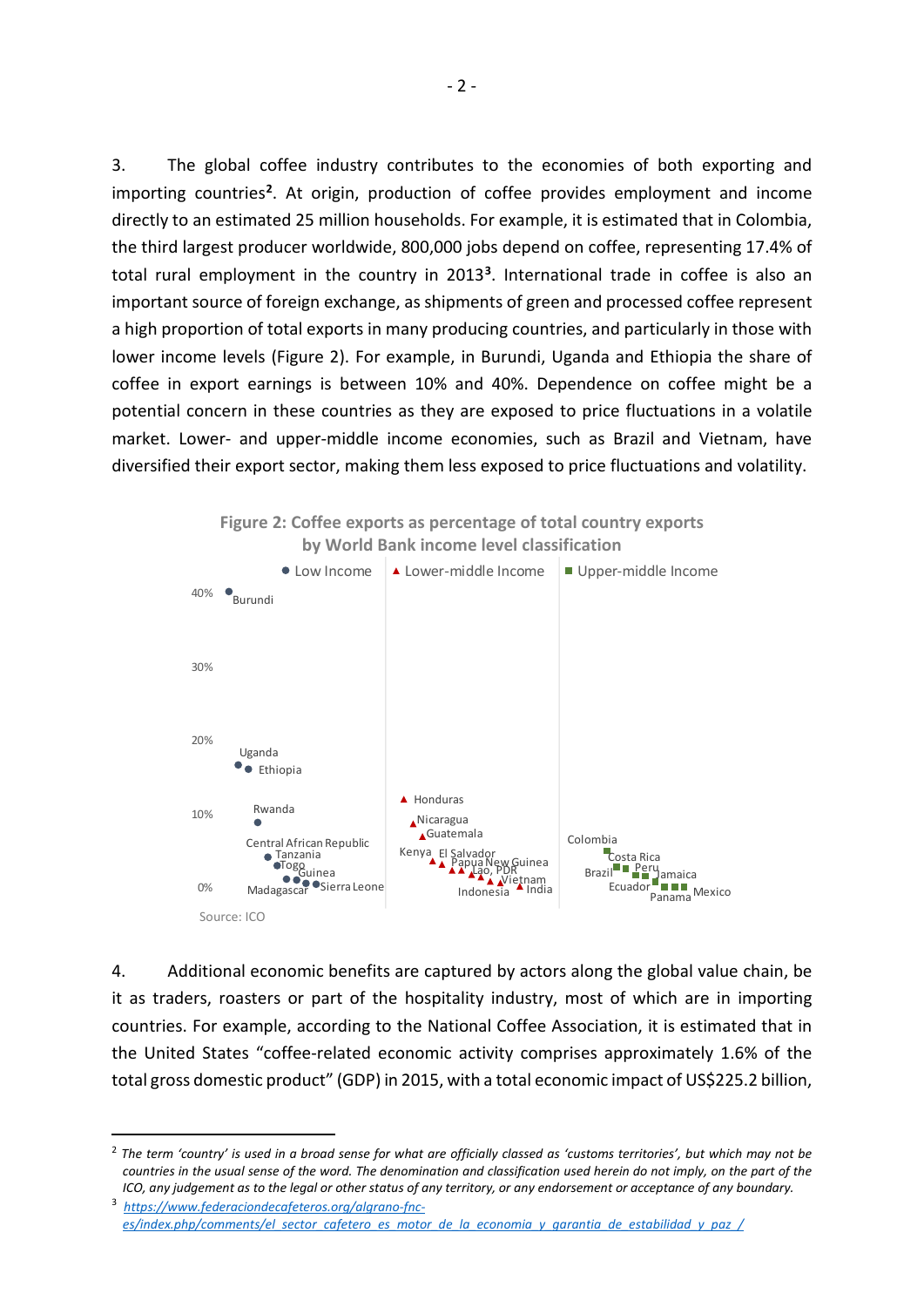3. The global coffee industry contributes to the economies of both exporting and importing countries[2]. At origin, production of coffee provides employment and income directly to an estimated 25 million households. For example, it is estimated that in Colombia, the third largest producer worldwide, 800,000 jobs depend on coffee, representing 17.4% of total rural employment in the country in 2013[3]. International trade in coffee is also an important source of foreign exchange, as shipments of green and processed coffee represent a high proportion of total exports in many producing countries, and particularly in those with lower income levels (Figure 2). For example, in Burundi, Uganda and Ethiopia the share of coffee in export earnings is between 10% and 40%. Dependence on coffee might be a potential concern in these countries as they are exposed to price fluctuations in a volatile market. Lower- and upper-middle income economies, such as Brazil and Vietnam, have diversified their export sector, making them less exposed to price fluctuations and volatility.

**Figure 2: Coffee exports as percentage of total country exports by World Bank income level classification**

Legend: ● Low Income ▲ Lower-middle Income ■ Upper-middle Income

Low Income: Burundi, Uganda, Ethiopia, Rwanda, Central African Republic, Tanzania, Togo, Guinea, Madagascar, Sierra Leone

Lower-middle Income: Honduras, Nicaragua, Guatemala, Kenya, El Salvador, Papua New Guinea, Lao, PDR, Vietnam, Indonesia, India

Upper-middle Income: Colombia, Costa Rica, Brazil, Peru, Jamaica, Ecuador, Panama, Mexico

Source: ICO

4. Additional economic benefits are captured by actors along the global value chain, be it as traders, roasters or part of the hospitality industry, most of which are in importing countries. For example, according to the National Coffee Association, it is estimated that in the United States "coffee-related economic activity comprises approximately 1.6% of the total gross domestic product" (GDP) in 2015, with a total economic impact of US$225.2 billion,

---

[2] *The term 'country' is used in a broad sense for what are officially classed as 'customs territories', but which may not be countries in the usual sense of the word. The denomination and classification used herein do not imply, on the part of the ICO, any judgement as to the legal or other status of any territory, or any endorsement or acceptance of any boundary.*

[3] https://www.federaciondecafeteros.org/algrano-fnc-es/index.php/comments/el_sector_cafetero_es_motor_de_la_economia_y_garantia_de_estabilidad_y_paz_/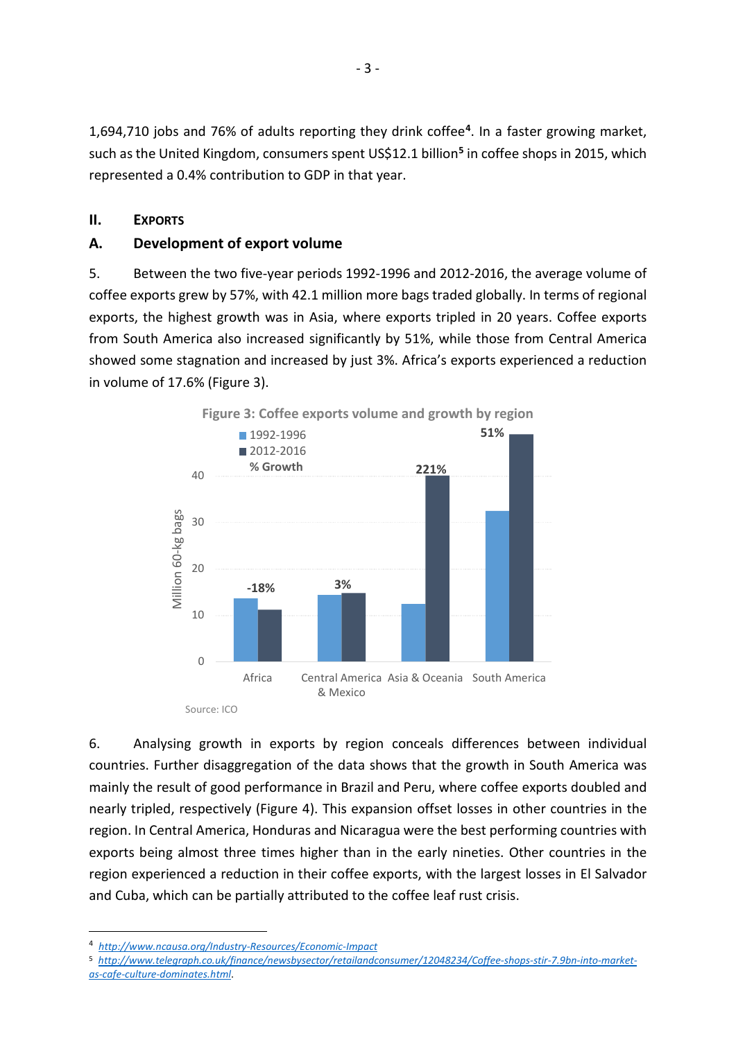1,694,710 jobs and 76% of adults reporting they drink coffee[4]. In a faster growing market, such as the United Kingdom, consumers spent US$12.1 billion[5] in coffee shops in 2015, which represented a 0.4% contribution to GDP in that year.

## II. EXPORTS

### A. Development of export volume

5. Between the two five-year periods 1992-1996 and 2012-2016, the average volume of coffee exports grew by 57%, with 42.1 million more bags traded globally. In terms of regional exports, the highest growth was in Asia, where exports tripled in 20 years. Coffee exports from South America also increased significantly by 51%, while those from Central America showed some stagnation and increased by just 3%. Africa's exports experienced a reduction in volume of 17.6% (Figure 3).

**Figure 3: Coffee exports volume and growth by region**

| Region | % Growth |
|---|---|
| Africa | -18% |
| Central America & Mexico | 3% |
| Asia & Oceania | 221% |
| South America | 51% |

Source: ICO

6. Analysing growth in exports by region conceals differences between individual countries. Further disaggregation of the data shows that the growth in South America was mainly the result of good performance in Brazil and Peru, where coffee exports doubled and nearly tripled, respectively (Figure 4). This expansion offset losses in other countries in the region. In Central America, Honduras and Nicaragua were the best performing countries with exports being almost three times higher than in the early nineties. Other countries in the region experienced a reduction in their coffee exports, with the largest losses in El Salvador and Cuba, which can be partially attributed to the coffee leaf rust crisis.

---

[4] *http://www.ncausa.org/Industry-Resources/Economic-Impact*

[5] *http://www.telegraph.co.uk/finance/newsbysector/retailandconsumer/12048234/Coffee-shops-stir-7.9bn-into-market-as-cafe-culture-dominates.html*.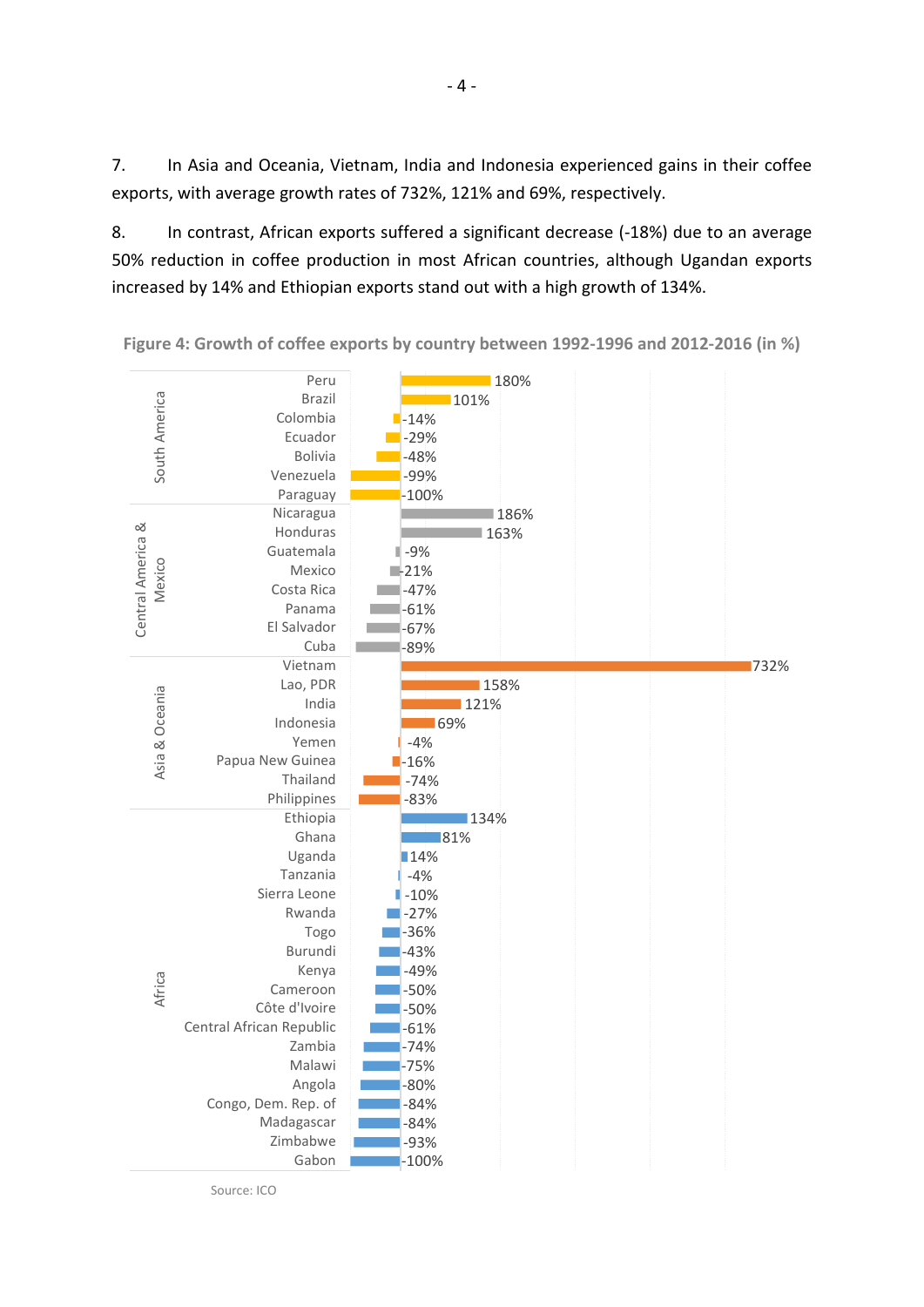7. In Asia and Oceania, Vietnam, India and Indonesia experienced gains in their coffee exports, with average growth rates of 732%, 121% and 69%, respectively.

8. In contrast, African exports suffered a significant decrease (-18%) due to an average 50% reduction in coffee production in most African countries, although Ugandan exports increased by 14% and Ethiopian exports stand out with a high growth of 134%.

**Figure 4: Growth of coffee exports by country between 1992-1996 and 2012-2016 (in %)**

| Region | Country | Growth (%) |
|---|---|---|
| South America | Peru | 180% |
| | Brazil | 101% |
| | Colombia | -14% |
| | Ecuador | -29% |
| | Bolivia | -48% |
| | Venezuela | -99% |
| | Paraguay | -100% |
| Central America & Mexico | Nicaragua | 186% |
| | Honduras | 163% |
| | Guatemala | -9% |
| | Mexico | -21% |
| | Costa Rica | -47% |
| | Panama | -61% |
| | El Salvador | -67% |
| | Cuba | -89% |
| Asia & Oceania | Vietnam | 732% |
| | Lao, PDR | 158% |
| | India | 121% |
| | Indonesia | 69% |
| | Yemen | -4% |
| | Papua New Guinea | -16% |
| | Thailand | -74% |
| | Philippines | -83% |
| Africa | Ethiopia | 134% |
| | Ghana | 81% |
| | Uganda | 14% |
| | Tanzania | -4% |
| | Sierra Leone | -10% |
| | Rwanda | -27% |
| | Togo | -36% |
| | Burundi | -43% |
| | Kenya | -49% |
| | Cameroon | -50% |
| | Côte d'Ivoire | -50% |
| | Central African Republic | -61% |
| | Zambia | -74% |
| | Malawi | -75% |
| | Angola | -80% |
| | Congo, Dem. Rep. of | -84% |
| | Madagascar | -84% |
| | Zimbabwe | -93% |
| | Gabon | -100% |

Source: ICO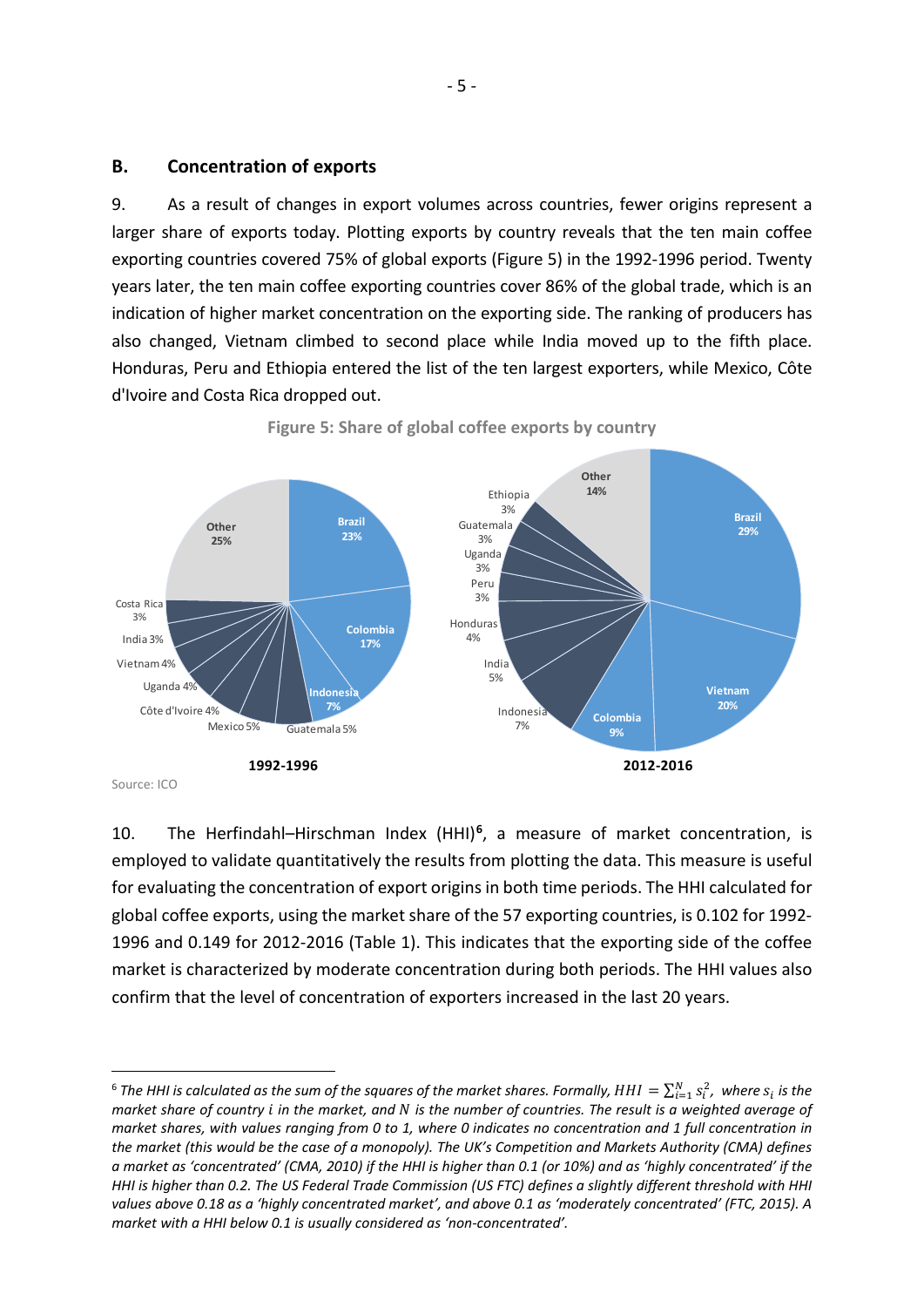## B. Concentration of exports

9. As a result of changes in export volumes across countries, fewer origins represent a larger share of exports today. Plotting exports by country reveals that the ten main coffee exporting countries covered 75% of global exports (Figure 5) in the 1992-1996 period. Twenty years later, the ten main coffee exporting countries cover 86% of the global trade, which is an indication of higher market concentration on the exporting side. The ranking of producers has also changed, Vietnam climbed to second place while India moved up to the fifth place. Honduras, Peru and Ethiopia entered the list of the ten largest exporters, while Mexico, Côte d'Ivoire and Costa Rica dropped out.

**Figure 5: Share of global coffee exports by country**

| 1992-1996 | Share |
|---|---|
| Brazil | 23% |
| Colombia | 17% |
| Indonesia | 7% |
| Guatemala | 5% |
| Mexico | 5% |
| Côte d'Ivoire | 4% |
| Uganda | 4% |
| Vietnam | 4% |
| India | 3% |
| Costa Rica | 3% |
| Other | 25% |

| 2012-2016 | Share |
|---|---|
| Brazil | 29% |
| Vietnam | 20% |
| Colombia | 9% |
| Indonesia | 7% |
| India | 5% |
| Honduras | 4% |
| Peru | 3% |
| Uganda | 3% |
| Guatemala | 3% |
| Ethiopia | 3% |
| Other | 14% |

Source: ICO

10. The Herfindahl–Hirschman Index (HHI)[6], a measure of market concentration, is employed to validate quantitatively the results from plotting the data. This measure is useful for evaluating the concentration of export origins in both time periods. The HHI calculated for global coffee exports, using the market share of the 57 exporting countries, is 0.102 for 1992-1996 and 0.149 for 2012-2016 (Table 1). This indicates that the exporting side of the coffee market is characterized by moderate concentration during both periods. The HHI values also confirm that the level of concentration of exporters increased in the last 20 years.

---

[6] *The HHI is calculated as the sum of the squares of the market shares. Formally,* $HHI = \sum_{i=1}^{N} s_i^2$*, where* $s_i$ *is the market share of country* $i$ *in the market, and* $N$ *is the number of countries. The result is a weighted average of market shares, with values ranging from 0 to 1, where 0 indicates no concentration and 1 full concentration in the market (this would be the case of a monopoly). The UK's Competition and Markets Authority (CMA) defines a market as 'concentrated' (CMA, 2010) if the HHI is higher than 0.1 (or 10%) and as 'highly concentrated' if the HHI is higher than 0.2. The US Federal Trade Commission (US FTC) defines a slightly different threshold with HHI values above 0.18 as a 'highly concentrated market', and above 0.1 as 'moderately concentrated' (FTC, 2015). A market with a HHI below 0.1 is usually considered as 'non-concentrated'.*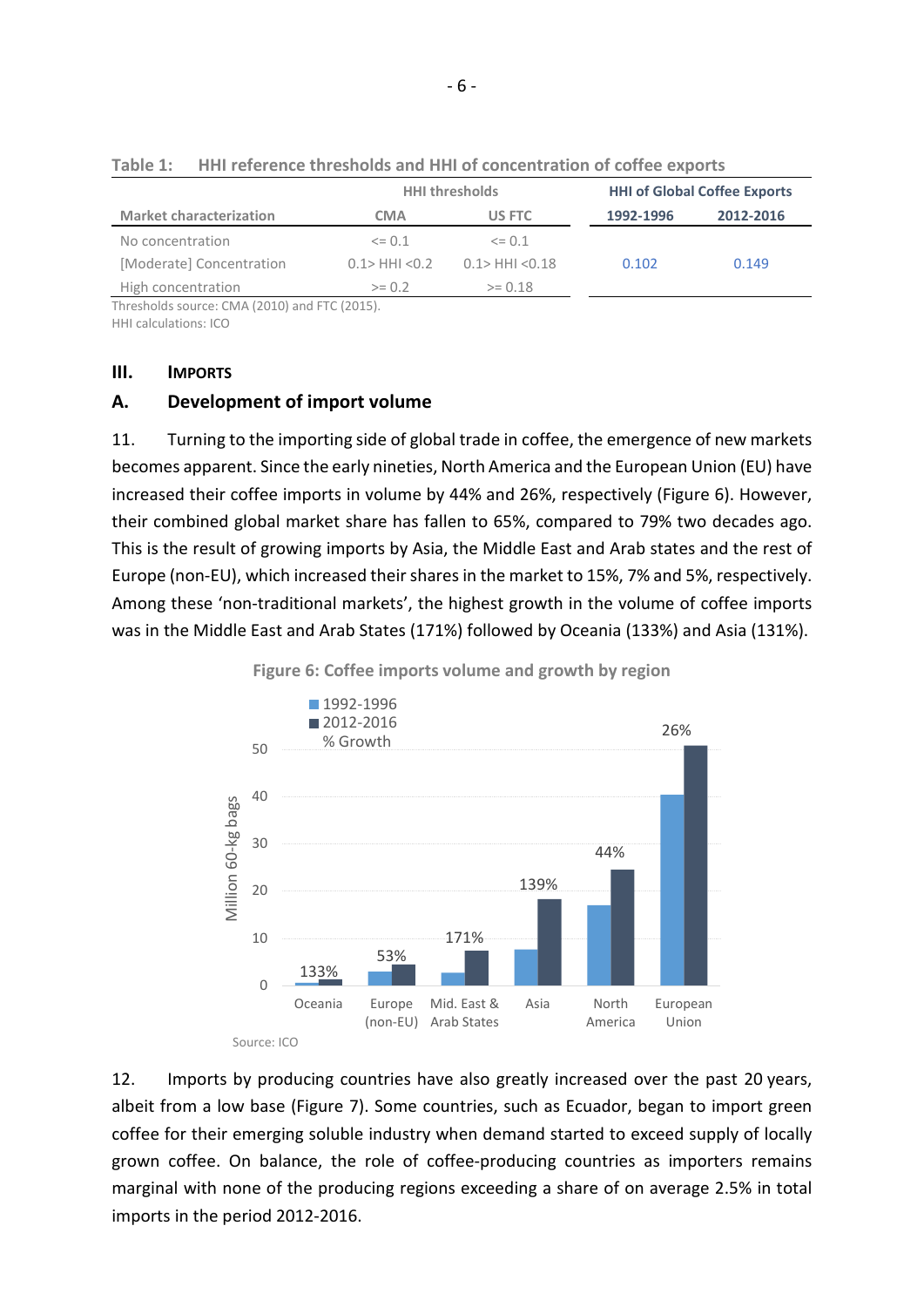Table 1: HHI reference thresholds and HHI of concentration of coffee exports

| Market characterization | HHI thresholds | | HHI of Global Coffee Exports | |
|---|---|---|---|---|
| | CMA | US FTC | 1992-1996 | 2012-2016 |
| No concentration | <= 0.1 | <= 0.1 | | |
| [Moderate] Concentration | 0.1> HHI <0.2 | 0.1> HHI <0.18 | 0.102 | 0.149 |
| High concentration | >= 0.2 | >= 0.18 | | |

Thresholds source: CMA (2010) and FTC (2015).
HHI calculations: ICO

## III. IMPORTS

### A. Development of import volume

11. Turning to the importing side of global trade in coffee, the emergence of new markets becomes apparent. Since the early nineties, North America and the European Union (EU) have increased their coffee imports in volume by 44% and 26%, respectively (Figure 6). However, their combined global market share has fallen to 65%, compared to 79% two decades ago. This is the result of growing imports by Asia, the Middle East and Arab states and the rest of Europe (non-EU), which increased their shares in the market to 15%, 7% and 5%, respectively. Among these 'non-traditional markets', the highest growth in the volume of coffee imports was in the Middle East and Arab States (171%) followed by Oceania (133%) and Asia (131%).

Figure 6: Coffee imports volume and growth by region

| Region | % Growth |
|---|---|
| Oceania | 133% |
| Europe (non-EU) | 53% |
| Mid. East & Arab States | 171% |
| Asia | 139% |
| North America | 44% |
| European Union | 26% |

Million 60-kg bags; 1992-1996 vs 2012-2016

Source: ICO

12. Imports by producing countries have also greatly increased over the past 20 years, albeit from a low base (Figure 7). Some countries, such as Ecuador, began to import green coffee for their emerging soluble industry when demand started to exceed supply of locally grown coffee. On balance, the role of coffee-producing countries as importers remains marginal with none of the producing regions exceeding a share of on average 2.5% in total imports in the period 2012-2016.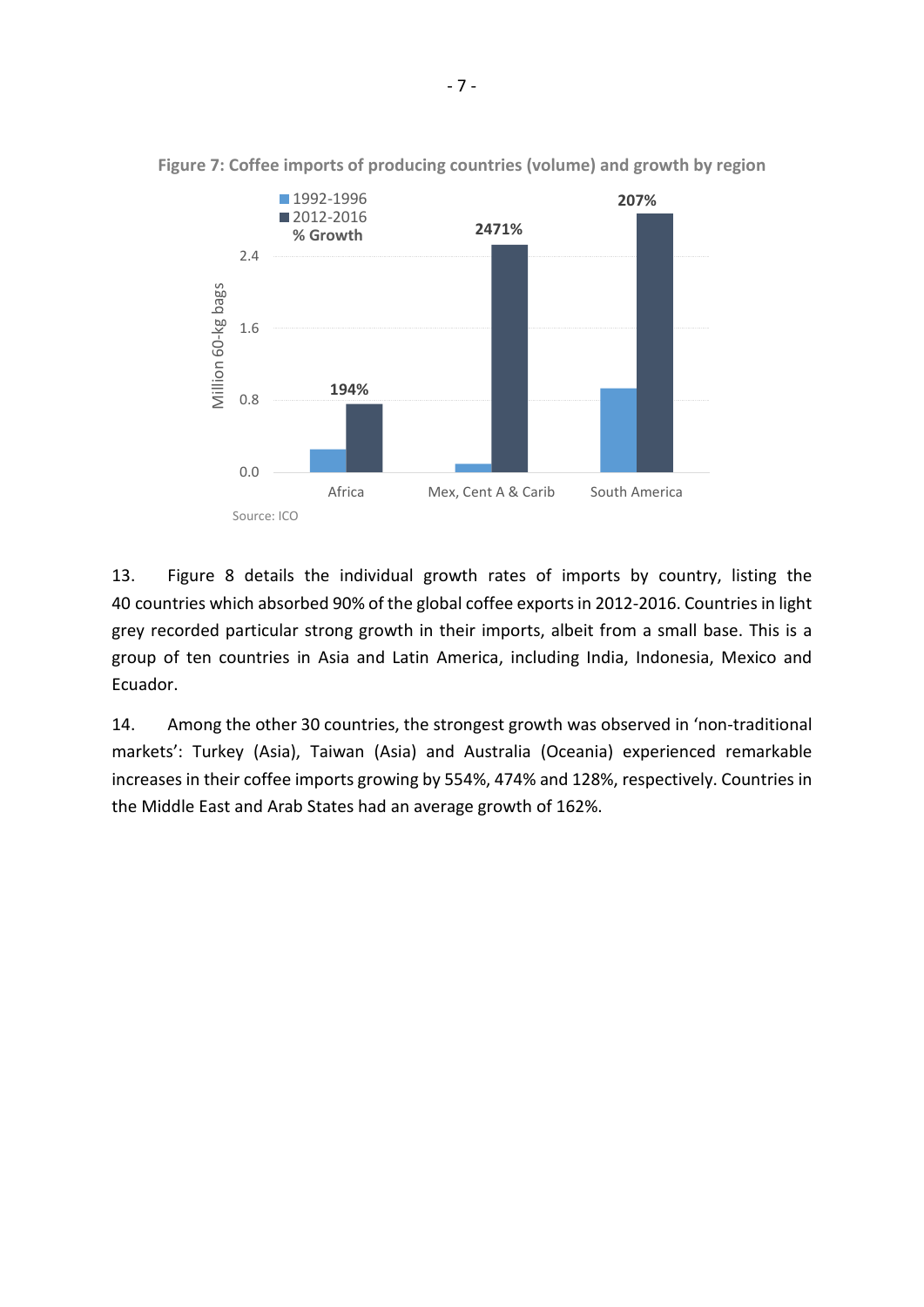**Figure 7: Coffee imports of producing countries (volume) and growth by region**

Source: ICO

13. Figure 8 details the individual growth rates of imports by country, listing the 40 countries which absorbed 90% of the global coffee exports in 2012-2016. Countries in light grey recorded particular strong growth in their imports, albeit from a small base. This is a group of ten countries in Asia and Latin America, including India, Indonesia, Mexico and Ecuador.

14. Among the other 30 countries, the strongest growth was observed in 'non-traditional markets': Turkey (Asia), Taiwan (Asia) and Australia (Oceania) experienced remarkable increases in their coffee imports growing by 554%, 474% and 128%, respectively. Countries in the Middle East and Arab States had an average growth of 162%.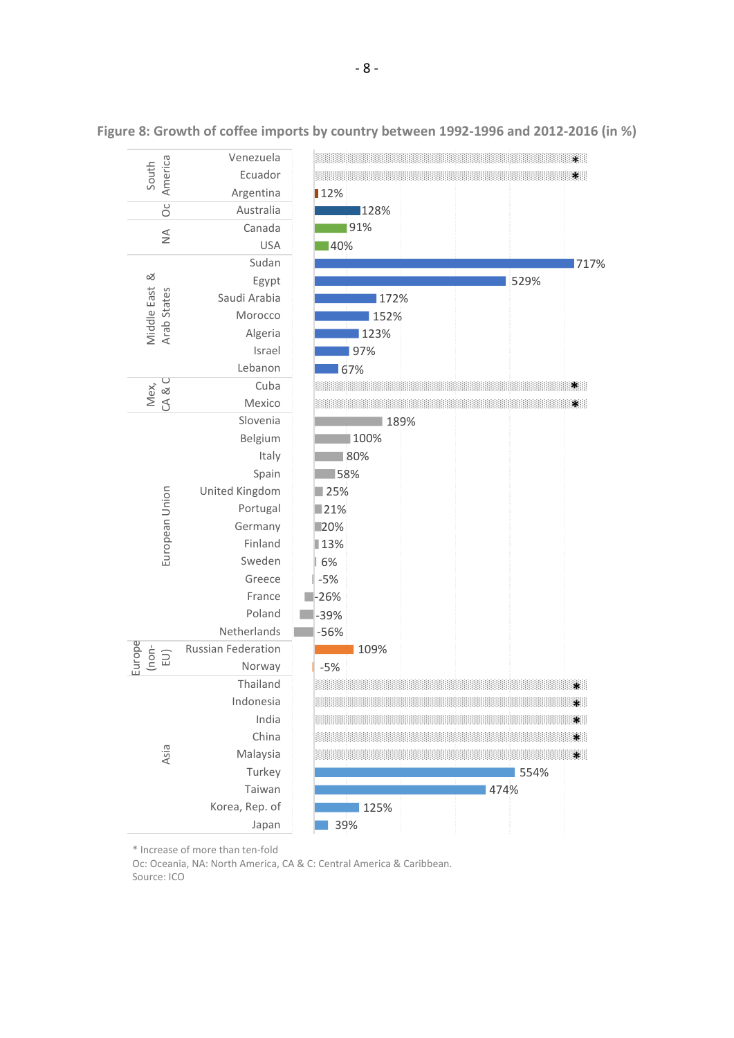**Figure 8: Growth of coffee imports by country between 1992-1996 and 2012-2016 (in %)**

| Region | Country | Growth |
|---|---|---|
| South America | Venezuela | * |
| | Ecuador | * |
| | Argentina | 12% |
| Oc | Australia | 128% |
| NA | Canada | 91% |
| | USA | 40% |
| Middle East & Arab States | Sudan | 717% |
| | Egypt | 529% |
| | Saudi Arabia | 172% |
| | Morocco | 152% |
| | Algeria | 123% |
| | Israel | 97% |
| | Lebanon | 67% |
| Mex, CA & C | Cuba | * |
| | Mexico | * |
| European Union | Slovenia | 189% |
| | Belgium | 100% |
| | Italy | 80% |
| | Spain | 58% |
| | United Kingdom | 25% |
| | Portugal | 21% |
| | Germany | 20% |
| | Finland | 13% |
| | Sweden | 6% |
| | Greece | -5% |
| | France | -26% |
| | Poland | -39% |
| | Netherlands | -56% |
| Europe (non-EU) | Russian Federation | 109% |
| | Norway | -5% |
| Asia | Thailand | * |
| | Indonesia | * |
| | India | * |
| | China | * |
| | Malaysia | * |
| | Turkey | 554% |
| | Taiwan | 474% |
| | Korea, Rep. of | 125% |
| | Japan | 39% |

* Increase of more than ten-fold
Oc: Oceania, NA: North America, CA & C: Central America & Caribbean.
Source: ICO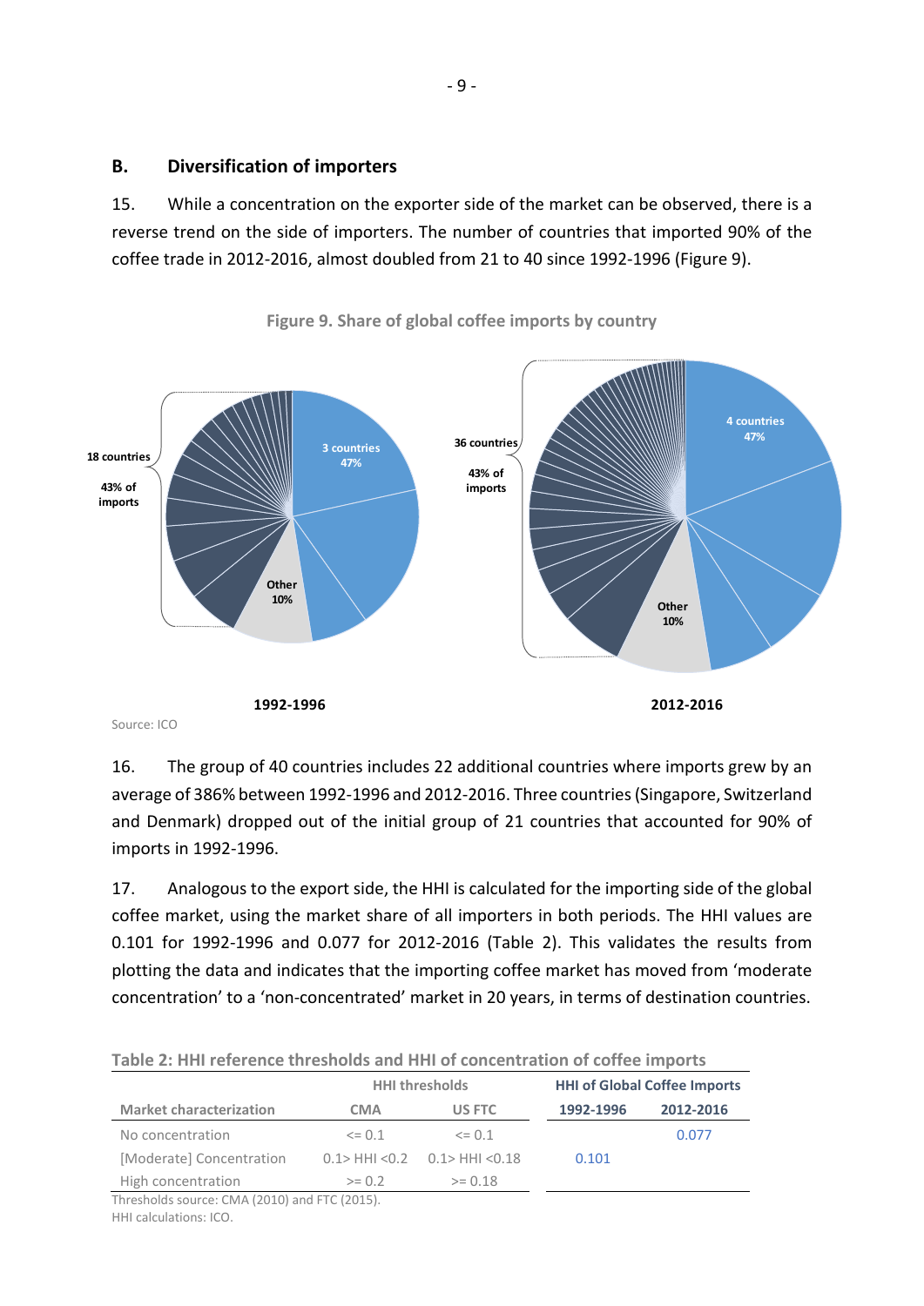## B. Diversification of importers

15. While a concentration on the exporter side of the market can be observed, there is a reverse trend on the side of importers. The number of countries that imported 90% of the coffee trade in 2012-2016, almost doubled from 21 to 40 since 1992-1996 (Figure 9).

Figure 9. Share of global coffee imports by country

18 countries

43% of imports

3 countries 47%

Other 10%

1992-1996

36 countries

43% of imports

4 countries 47%

Other 10%

2012-2016

Source: ICO

16. The group of 40 countries includes 22 additional countries where imports grew by an average of 386% between 1992-1996 and 2012-2016. Three countries (Singapore, Switzerland and Denmark) dropped out of the initial group of 21 countries that accounted for 90% of imports in 1992-1996.

17. Analogous to the export side, the HHI is calculated for the importing side of the global coffee market, using the market share of all importers in both periods. The HHI values are 0.101 for 1992-1996 and 0.077 for 2012-2016 (Table 2). This validates the results from plotting the data and indicates that the importing coffee market has moved from 'moderate concentration' to a 'non-concentrated' market in 20 years, in terms of destination countries.

Table 2: HHI reference thresholds and HHI of concentration of coffee imports

| | HHI thresholds | | HHI of Global Coffee Imports | |
|---|---|---|---|---|
| Market characterization | CMA | US FTC | 1992-1996 | 2012-2016 |
| No concentration | <= 0.1 | <= 0.1 | | 0.077 |
| [Moderate] Concentration | 0.1> HHI <0.2 | 0.1> HHI <0.18 | 0.101 | |
| High concentration | >= 0.2 | >= 0.18 | | |

Thresholds source: CMA (2010) and FTC (2015).
HHI calculations: ICO.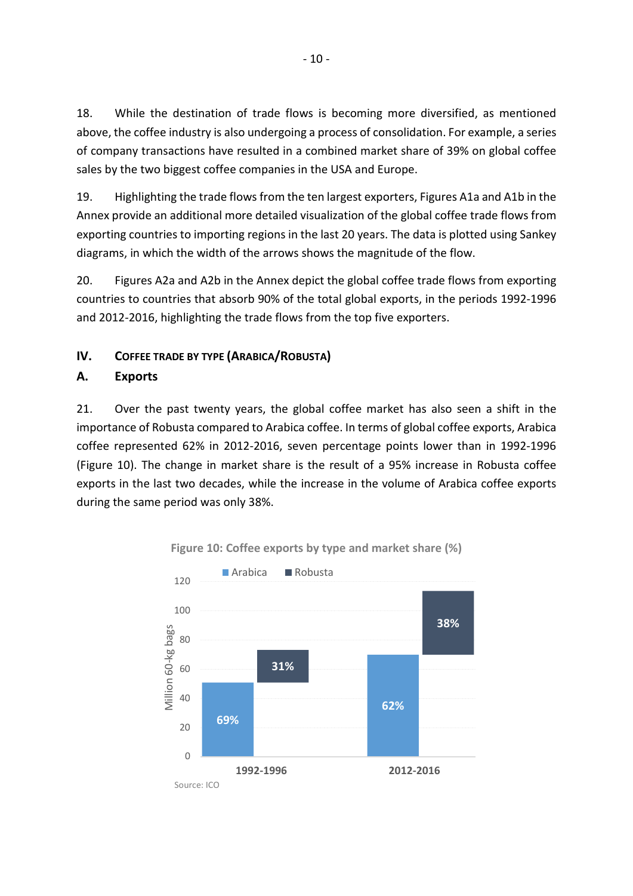18. While the destination of trade flows is becoming more diversified, as mentioned above, the coffee industry is also undergoing a process of consolidation. For example, a series of company transactions have resulted in a combined market share of 39% on global coffee sales by the two biggest coffee companies in the USA and Europe.

19. Highlighting the trade flows from the ten largest exporters, Figures A1a and A1b in the Annex provide an additional more detailed visualization of the global coffee trade flows from exporting countries to importing regions in the last 20 years. The data is plotted using Sankey diagrams, in which the width of the arrows shows the magnitude of the flow.

20. Figures A2a and A2b in the Annex depict the global coffee trade flows from exporting countries to countries that absorb 90% of the total global exports, in the periods 1992-1996 and 2012-2016, highlighting the trade flows from the top five exporters.

## IV. Coffee trade by type (Arabica/Robusta)

### A. Exports

21. Over the past twenty years, the global coffee market has also seen a shift in the importance of Robusta compared to Arabica coffee. In terms of global coffee exports, Arabica coffee represented 62% in 2012-2016, seven percentage points lower than in 1992-1996 (Figure 10). The change in market share is the result of a 95% increase in Robusta coffee exports in the last two decades, while the increase in the volume of Arabica coffee exports during the same period was only 38%.

**Figure 10: Coffee exports by type and market share (%)**

| | Arabica | Robusta |
|---|---|---|
| 1992-1996 | 69% | 31% |
| 2012-2016 | 62% | 38% |

Source: ICO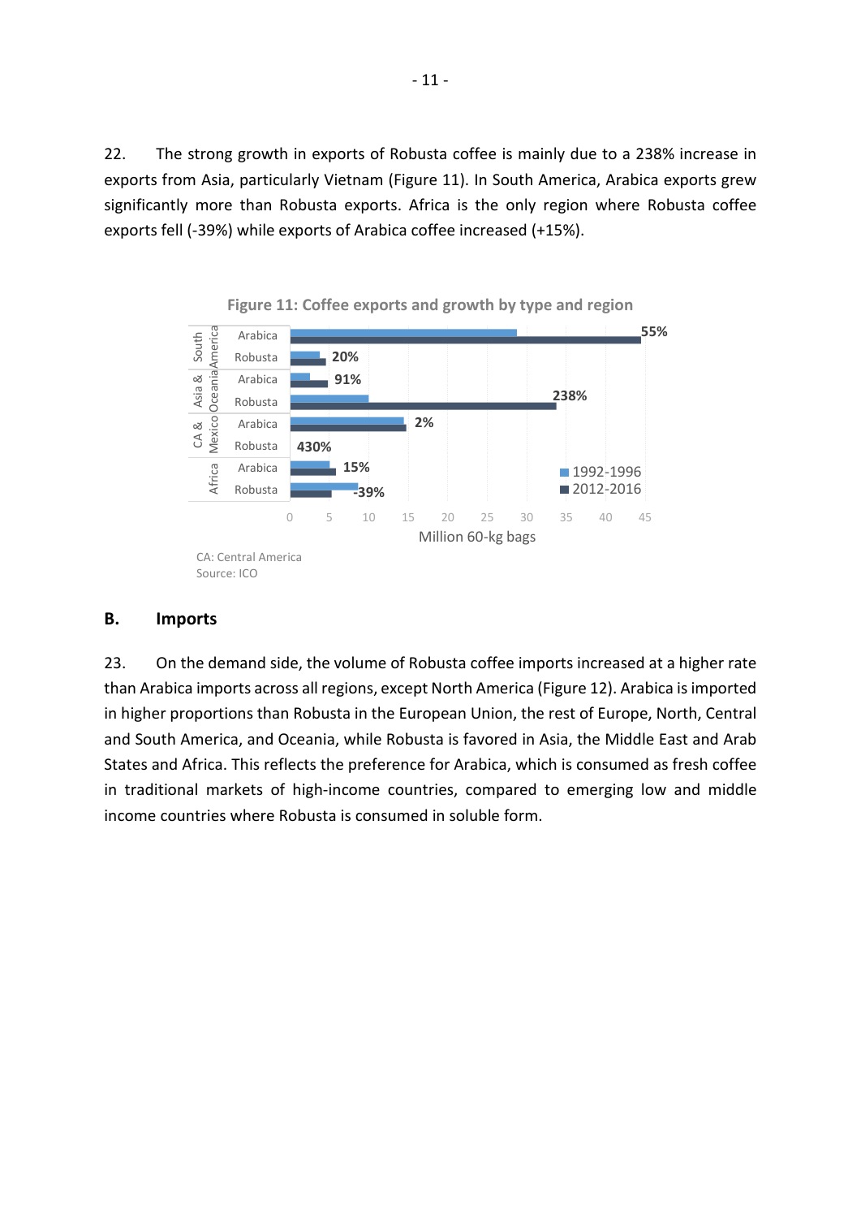22. The strong growth in exports of Robusta coffee is mainly due to a 238% increase in exports from Asia, particularly Vietnam (Figure 11). In South America, Arabica exports grew significantly more than Robusta exports. Africa is the only region where Robusta coffee exports fell (-39%) while exports of Arabica coffee increased (+15%).

**Figure 11: Coffee exports and growth by type and region**

| Region | Type | 1992-1996 | 2012-2016 | Growth |
|---|---|---|---|---|
| South America | Arabica | | | 55% |
| South America | Robusta | | | 20% |
| Asia & Oceania | Arabica | | | 91% |
| Asia & Oceania | Robusta | | | 238% |
| CA & Mexico | Arabica | | | 2% |
| CA & Mexico | Robusta | | | 430% |
| Africa | Arabica | | | 15% |
| Africa | Robusta | | | -39% |

Million 60-kg bags

CA: Central America
Source: ICO

## B. Imports

23. On the demand side, the volume of Robusta coffee imports increased at a higher rate than Arabica imports across all regions, except North America (Figure 12). Arabica is imported in higher proportions than Robusta in the European Union, the rest of Europe, North, Central and South America, and Oceania, while Robusta is favored in Asia, the Middle East and Arab States and Africa. This reflects the preference for Arabica, which is consumed as fresh coffee in traditional markets of high-income countries, compared to emerging low and middle income countries where Robusta is consumed in soluble form.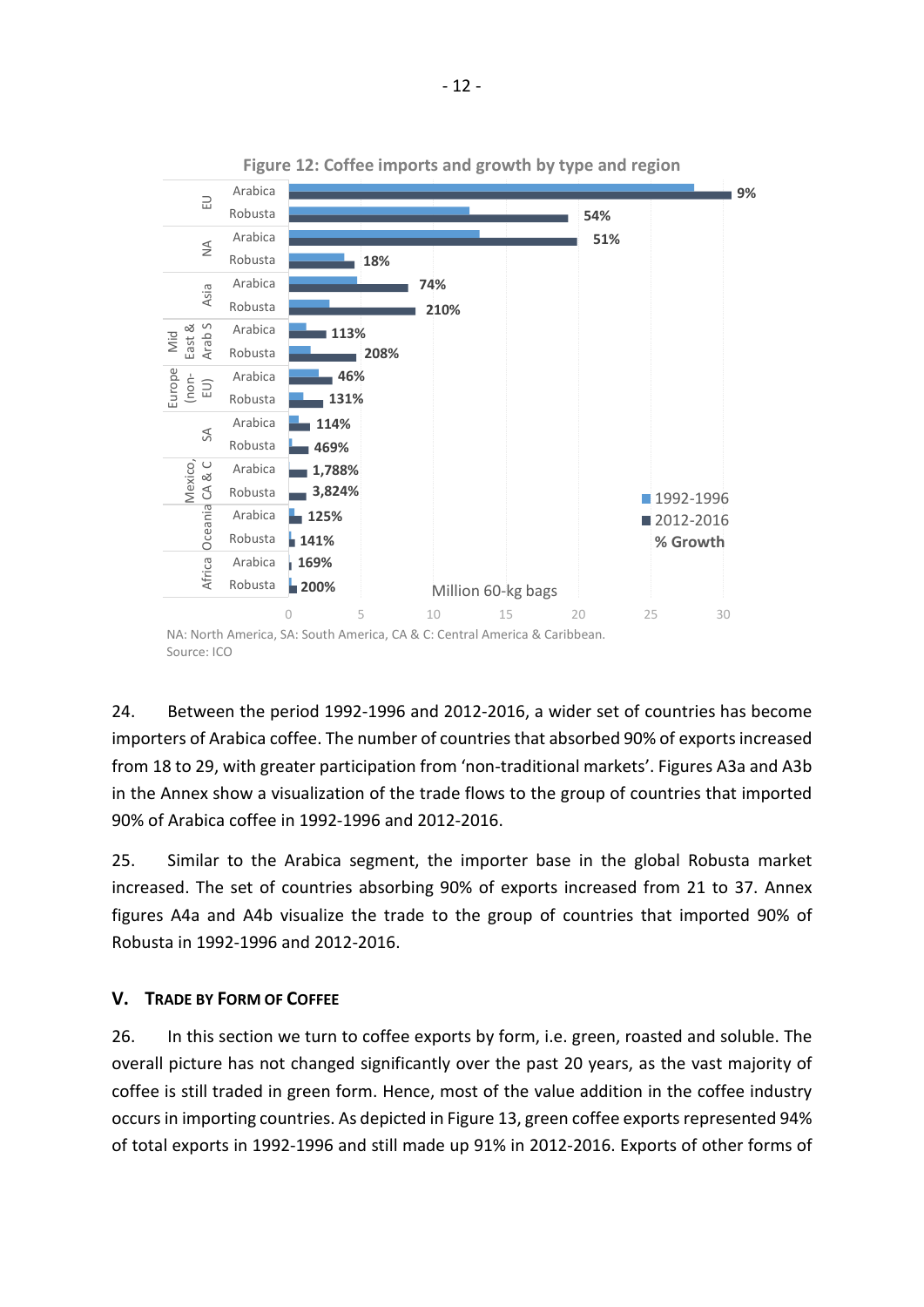**Figure 12: Coffee imports and growth by type and region**

| Region | Type | % Growth (1992-1996 to 2012-2016) |
|---|---|---|
| EU | Arabica | 9% |
| EU | Robusta | 54% |
| NA | Arabica | 51% |
| NA | Robusta | 18% |
| Asia | Arabica | 74% |
| Asia | Robusta | 210% |
| Mid East & Arab S | Arabica | 113% |
| Mid East & Arab S | Robusta | 208% |
| Europe (non-EU) | Arabica | 46% |
| Europe (non-EU) | Robusta | 131% |
| SA | Arabica | 114% |
| SA | Robusta | 469% |
| Mexico, CA & C | Arabica | 1,788% |
| Mexico, CA & C | Robusta | 3,824% |
| Oceania | Arabica | 125% |
| Oceania | Robusta | 141% |
| Africa | Arabica | 169% |
| Africa | Robusta | 200% |

Million 60-kg bags (■ 1992-1996 ■ 2012-2016 % Growth)

NA: North America, SA: South America, CA & C: Central America & Caribbean.
Source: ICO

24. Between the period 1992-1996 and 2012-2016, a wider set of countries has become importers of Arabica coffee. The number of countries that absorbed 90% of exports increased from 18 to 29, with greater participation from 'non-traditional markets'. Figures A3a and A3b in the Annex show a visualization of the trade flows to the group of countries that imported 90% of Arabica coffee in 1992-1996 and 2012-2016.

25. Similar to the Arabica segment, the importer base in the global Robusta market increased. The set of countries absorbing 90% of exports increased from 21 to 37. Annex figures A4a and A4b visualize the trade to the group of countries that imported 90% of Robusta in 1992-1996 and 2012-2016.

## V. Trade by Form of Coffee

26. In this section we turn to coffee exports by form, i.e. green, roasted and soluble. The overall picture has not changed significantly over the past 20 years, as the vast majority of coffee is still traded in green form. Hence, most of the value addition in the coffee industry occurs in importing countries. As depicted in Figure 13, green coffee exports represented 94% of total exports in 1992-1996 and still made up 91% in 2012-2016. Exports of other forms of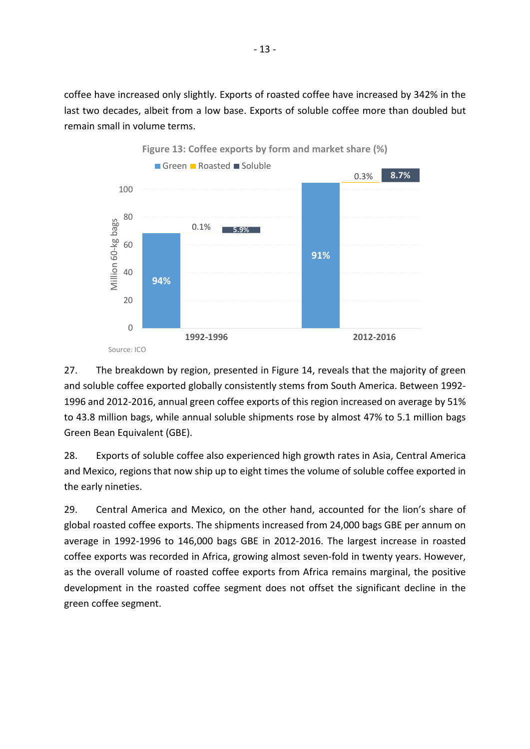coffee have increased only slightly. Exports of roasted coffee have increased by 342% in the last two decades, albeit from a low base. Exports of soluble coffee more than doubled but remain small in volume terms.

**Figure 13: Coffee exports by form and market share (%)**

Source: ICO

27. The breakdown by region, presented in Figure 14, reveals that the majority of green and soluble coffee exported globally consistently stems from South America. Between 1992-1996 and 2012-2016, annual green coffee exports of this region increased on average by 51% to 43.8 million bags, while annual soluble shipments rose by almost 47% to 5.1 million bags Green Bean Equivalent (GBE).

28. Exports of soluble coffee also experienced high growth rates in Asia, Central America and Mexico, regions that now ship up to eight times the volume of soluble coffee exported in the early nineties.

29. Central America and Mexico, on the other hand, accounted for the lion's share of global roasted coffee exports. The shipments increased from 24,000 bags GBE per annum on average in 1992-1996 to 146,000 bags GBE in 2012-2016. The largest increase in roasted coffee exports was recorded in Africa, growing almost seven-fold in twenty years. However, as the overall volume of roasted coffee exports from Africa remains marginal, the positive development in the roasted coffee segment does not offset the significant decline in the green coffee segment.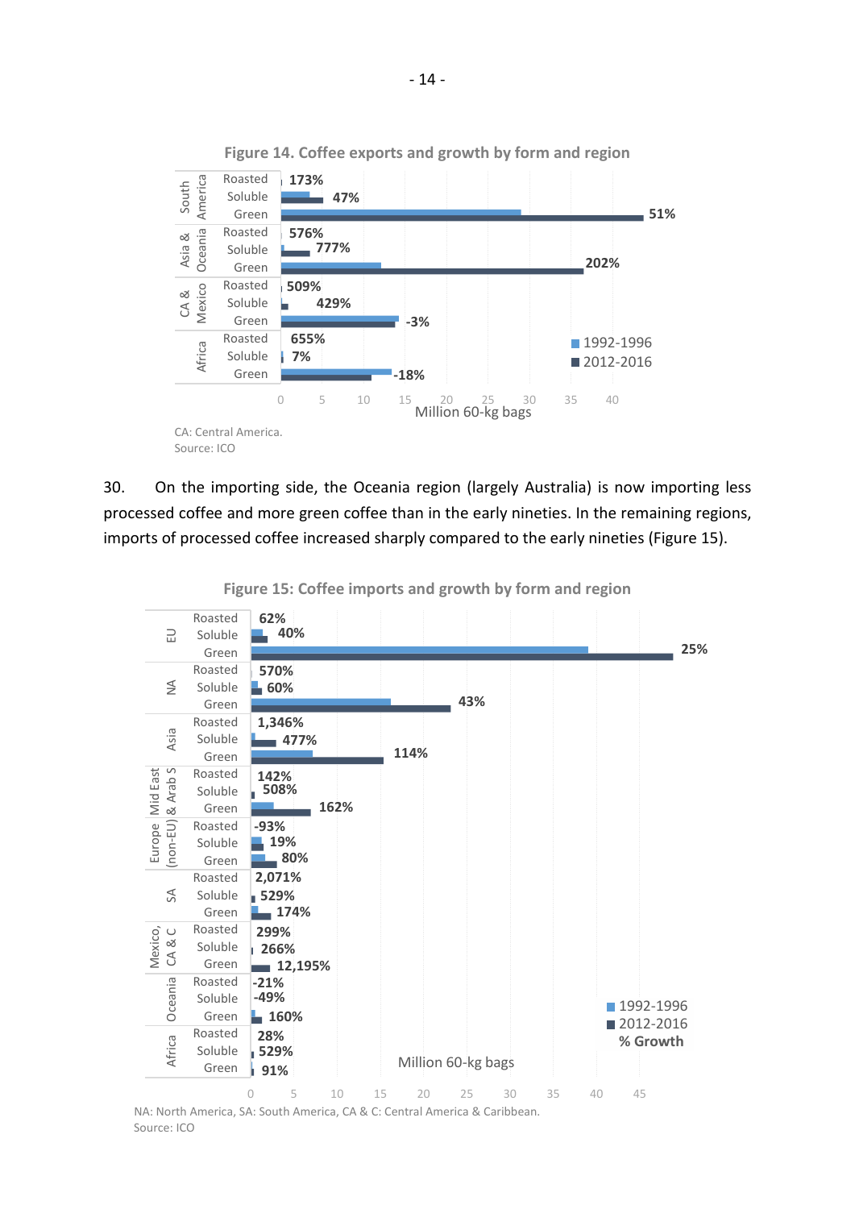**Figure 14. Coffee exports and growth by form and region**

| Region | Form | % Growth |
|---|---|---|
| South America | Roasted | 173% |
| | Soluble | 47% |
| | Green | 51% |
| Asia & Oceania | Roasted | 576% |
| | Soluble | 777% |
| | Green | 202% |
| CA & Mexico | Roasted | 509% |
| | Soluble | 429% |
| | Green | -3% |
| Africa | Roasted | 655% |
| | Soluble | 7% |
| | Green | -18% |

Million 60-kg bags; 1992-1996, 2012-2016

CA: Central America.
Source: ICO

30. On the importing side, the Oceania region (largely Australia) is now importing less processed coffee and more green coffee than in the early nineties. In the remaining regions, imports of processed coffee increased sharply compared to the early nineties (Figure 15).

**Figure 15: Coffee imports and growth by form and region**

| Region | Form | % Growth |
|---|---|---|
| EU | Roasted | 62% |
| | Soluble | 40% |
| | Green | 25% |
| NA | Roasted | 570% |
| | Soluble | 60% |
| | Green | 43% |
| Asia | Roasted | 1,346% |
| | Soluble | 477% |
| | Green | 114% |
| Mid East & Arab S | Roasted | 142% |
| | Soluble | 508% |
| | Green | 162% |
| Europe (non-EU) | Roasted | -93% |
| | Soluble | 19% |
| | Green | 80% |
| SA | Roasted | 2,071% |
| | Soluble | 529% |
| | Green | 174% |
| Mexico, CA & C | Roasted | 299% |
| | Soluble | 266% |
| | Green | 12,195% |
| Oceania | Roasted | -21% |
| | Soluble | -49% |
| | Green | 160% |
| Africa | Roasted | 28% |
| | Soluble | 529% |
| | Green | 91% |

Million 60-kg bags; 1992-1996, 2012-2016, % Growth

NA: North America, SA: South America, CA & C: Central America & Caribbean.
Source: ICO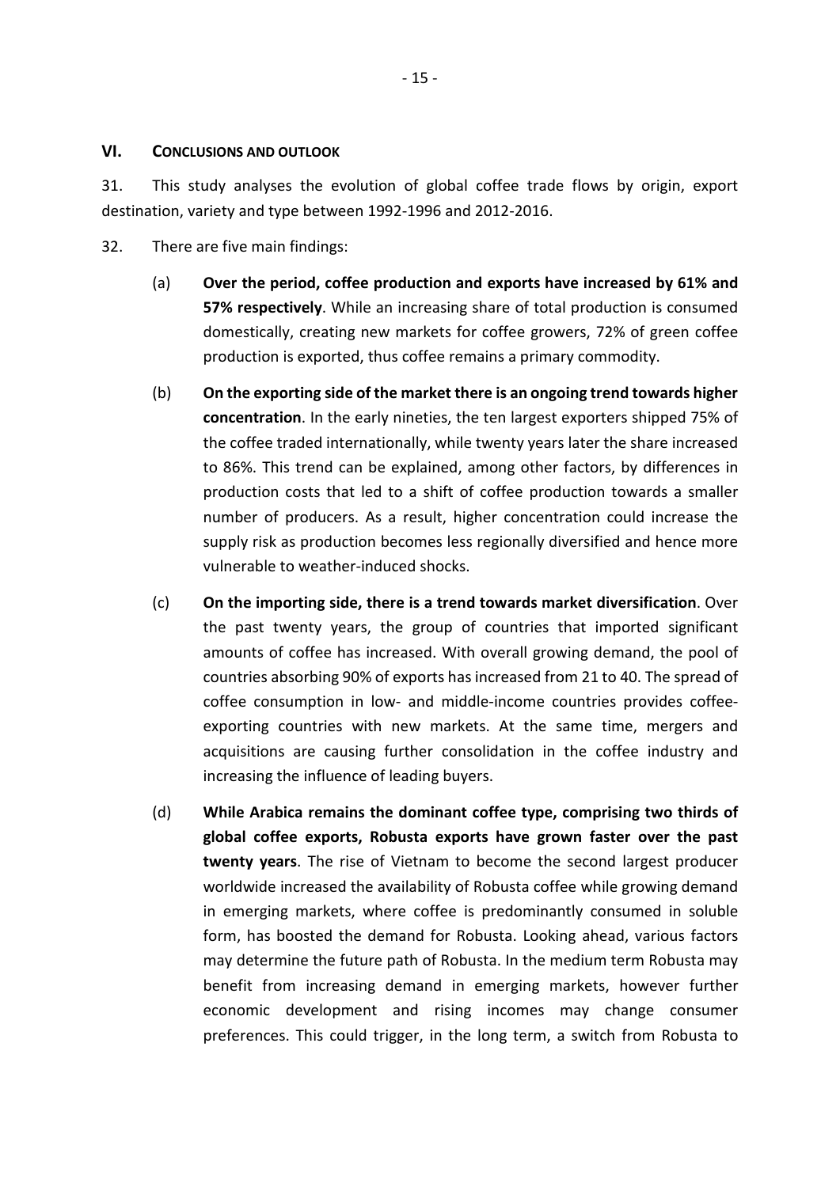## VI. CONCLUSIONS AND OUTLOOK

31. This study analyses the evolution of global coffee trade flows by origin, export destination, variety and type between 1992-1996 and 2012-2016.

32. There are five main findings:

(a) **Over the period, coffee production and exports have increased by 61% and 57% respectively**. While an increasing share of total production is consumed domestically, creating new markets for coffee growers, 72% of green coffee production is exported, thus coffee remains a primary commodity.

(b) **On the exporting side of the market there is an ongoing trend towards higher concentration**. In the early nineties, the ten largest exporters shipped 75% of the coffee traded internationally, while twenty years later the share increased to 86%. This trend can be explained, among other factors, by differences in production costs that led to a shift of coffee production towards a smaller number of producers. As a result, higher concentration could increase the supply risk as production becomes less regionally diversified and hence more vulnerable to weather-induced shocks.

(c) **On the importing side, there is a trend towards market diversification**. Over the past twenty years, the group of countries that imported significant amounts of coffee has increased. With overall growing demand, the pool of countries absorbing 90% of exports has increased from 21 to 40. The spread of coffee consumption in low- and middle-income countries provides coffee-exporting countries with new markets. At the same time, mergers and acquisitions are causing further consolidation in the coffee industry and increasing the influence of leading buyers.

(d) **While Arabica remains the dominant coffee type, comprising two thirds of global coffee exports, Robusta exports have grown faster over the past twenty years**. The rise of Vietnam to become the second largest producer worldwide increased the availability of Robusta coffee while growing demand in emerging markets, where coffee is predominantly consumed in soluble form, has boosted the demand for Robusta. Looking ahead, various factors may determine the future path of Robusta. In the medium term Robusta may benefit from increasing demand in emerging markets, however further economic development and rising incomes may change consumer preferences. This could trigger, in the long term, a switch from Robusta to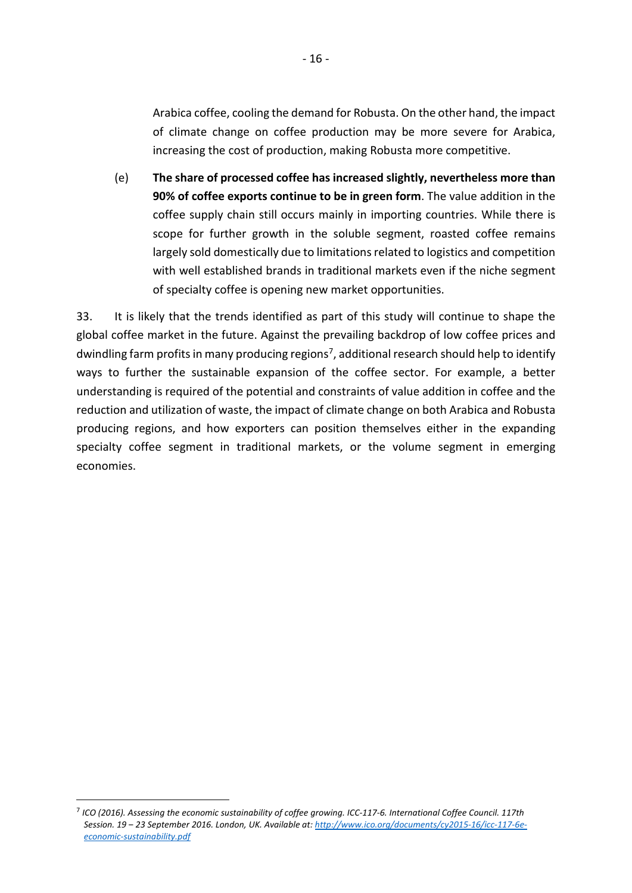Arabica coffee, cooling the demand for Robusta. On the other hand, the impact of climate change on coffee production may be more severe for Arabica, increasing the cost of production, making Robusta more competitive.

(e) **The share of processed coffee has increased slightly, nevertheless more than 90% of coffee exports continue to be in green form**. The value addition in the coffee supply chain still occurs mainly in importing countries. While there is scope for further growth in the soluble segment, roasted coffee remains largely sold domestically due to limitations related to logistics and competition with well established brands in traditional markets even if the niche segment of specialty coffee is opening new market opportunities.

33. It is likely that the trends identified as part of this study will continue to shape the global coffee market in the future. Against the prevailing backdrop of low coffee prices and dwindling farm profits in many producing regions[7], additional research should help to identify ways to further the sustainable expansion of the coffee sector. For example, a better understanding is required of the potential and constraints of value addition in coffee and the reduction and utilization of waste, the impact of climate change on both Arabica and Robusta producing regions, and how exporters can position themselves either in the expanding specialty coffee segment in traditional markets, or the volume segment in emerging economies.

---

[7] *ICO (2016). Assessing the economic sustainability of coffee growing. ICC-117-6. International Coffee Council. 117th Session. 19 – 23 September 2016. London, UK. Available at: [http://www.ico.org/documents/cy2015-16/icc-117-6e-economic-sustainability.pdf](http://www.ico.org/documents/cy2015-16/icc-117-6e-economic-sustainability.pdf)*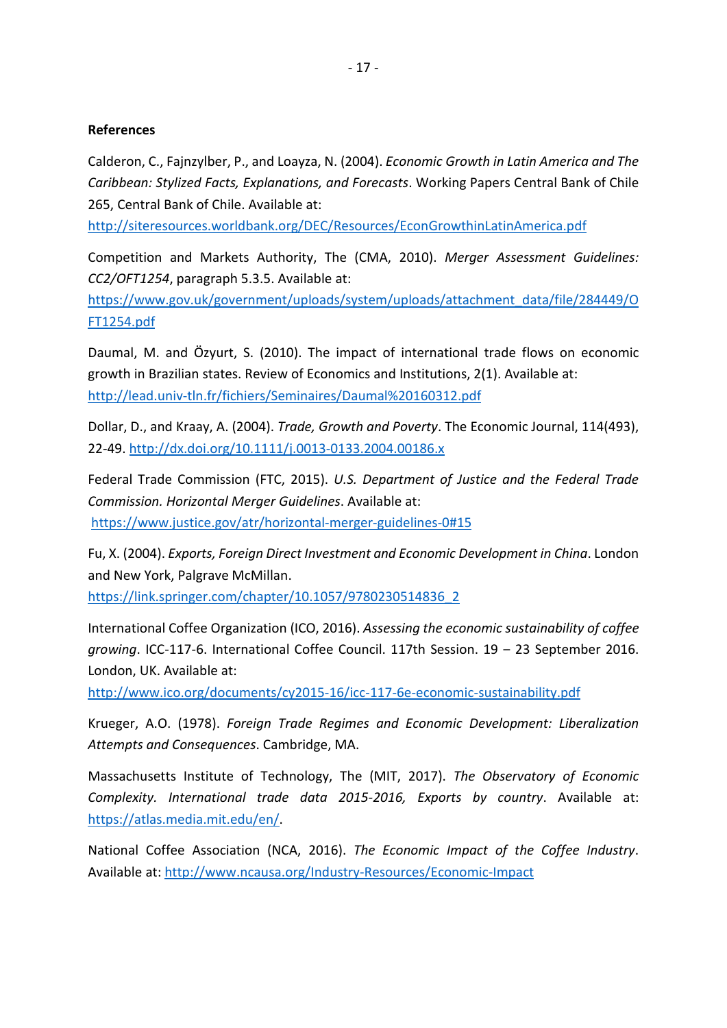**References**

Calderon, C., Fajnzylber, P., and Loayza, N. (2004). *Economic Growth in Latin America and The Caribbean: Stylized Facts, Explanations, and Forecasts*. Working Papers Central Bank of Chile 265, Central Bank of Chile. Available at: http://siteresources.worldbank.org/DEC/Resources/EconGrowthinLatinAmerica.pdf

Competition and Markets Authority, The (CMA, 2010). *Merger Assessment Guidelines: CC2/OFT1254*, paragraph 5.3.5. Available at: https://www.gov.uk/government/uploads/system/uploads/attachment_data/file/284449/OFT1254.pdf

Daumal, M. and Özyurt, S. (2010). The impact of international trade flows on economic growth in Brazilian states. Review of Economics and Institutions, 2(1). Available at: http://lead.univ-tln.fr/fichiers/Seminaires/Daumal%20160312.pdf

Dollar, D., and Kraay, A. (2004). *Trade, Growth and Poverty*. The Economic Journal, 114(493), 22-49. http://dx.doi.org/10.1111/j.0013-0133.2004.00186.x

Federal Trade Commission (FTC, 2015). *U.S. Department of Justice and the Federal Trade Commission. Horizontal Merger Guidelines*. Available at: https://www.justice.gov/atr/horizontal-merger-guidelines-0#15

Fu, X. (2004). *Exports, Foreign Direct Investment and Economic Development in China*. London and New York, Palgrave McMillan. https://link.springer.com/chapter/10.1057/9780230514836_2

International Coffee Organization (ICO, 2016). *Assessing the economic sustainability of coffee growing*. ICC-117-6. International Coffee Council. 117th Session. 19 – 23 September 2016. London, UK. Available at: http://www.ico.org/documents/cy2015-16/icc-117-6e-economic-sustainability.pdf

Krueger, A.O. (1978). *Foreign Trade Regimes and Economic Development: Liberalization Attempts and Consequences*. Cambridge, MA.

Massachusetts Institute of Technology, The (MIT, 2017). *The Observatory of Economic Complexity. International trade data 2015-2016, Exports by country*. Available at: https://atlas.media.mit.edu/en/.

National Coffee Association (NCA, 2016). *The Economic Impact of the Coffee Industry*. Available at: http://www.ncausa.org/Industry-Resources/Economic-Impact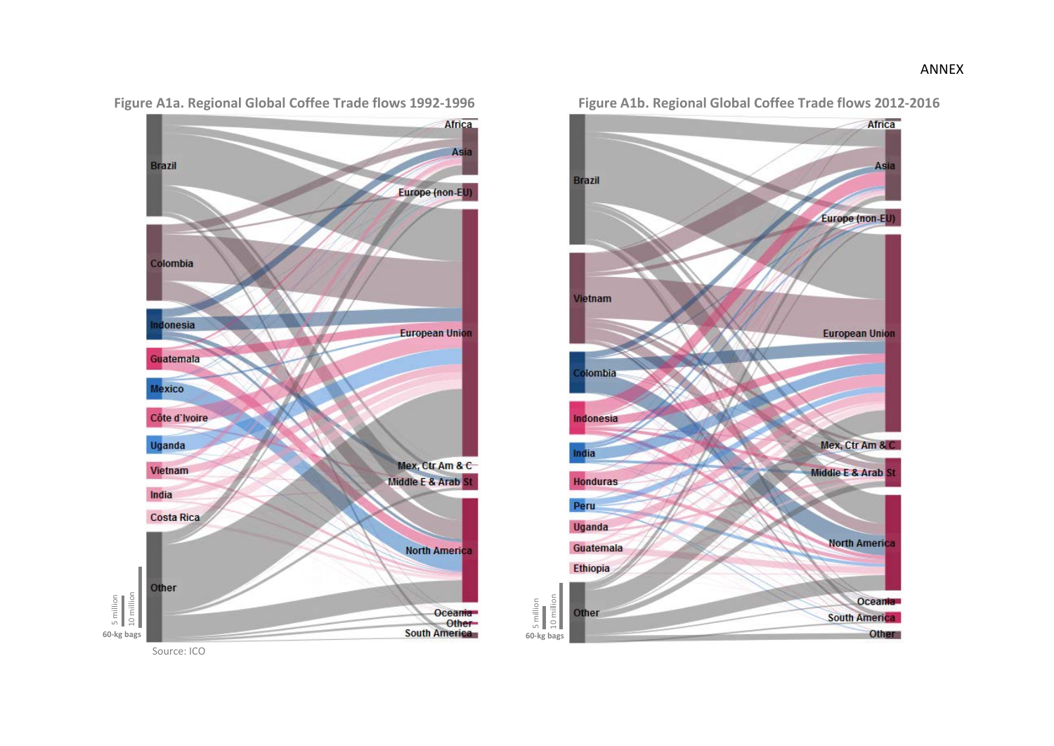ANNEX

**Figure A1a. Regional Global Coffee Trade flows 1992-1996**

Brazil
Colombia
Indonesia
Guatemala
Mexico
Côte d`Ivoire
Uganda
Vietnam
India
Costa Rica
Other

Africa
Asia
Europe (non-EU)
European Union
Mex, Ctr Am & C
Middle E & Arab St
North America
Oceania
Other
South America

5 million
10 million
60-kg bags

Source: ICO

**Figure A1b. Regional Global Coffee Trade flows 2012-2016**

Brazil
Vietnam
Colombia
Indonesia
India
Honduras
Peru
Uganda
Guatemala
Ethiopia
Other

Africa
Asia
Europe (non-EU)
European Union
Mex, Ctr Am & C
Middle E & Arab St
North America
Oceania
South America
Other

5 million
10 million
60-kg bags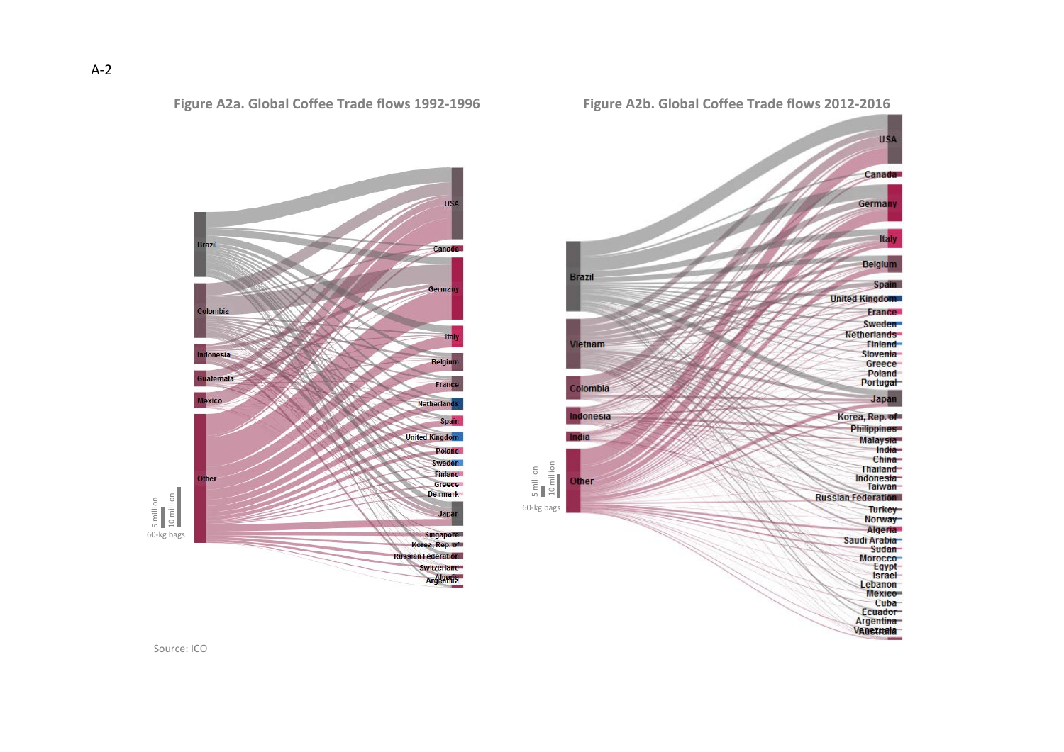A-2

**Figure A2a. Global Coffee Trade flows 1992-1996**

**Figure A2b. Global Coffee Trade flows 2012-2016**

Source: ICO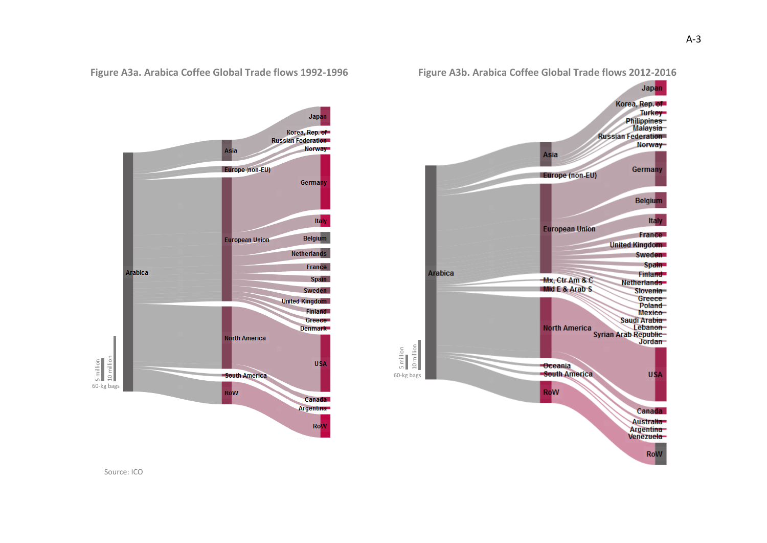**Figure A3a. Arabica Coffee Global Trade flows 1992-1996**

**Figure A3b. Arabica Coffee Global Trade flows 2012-2016**

Source: ICO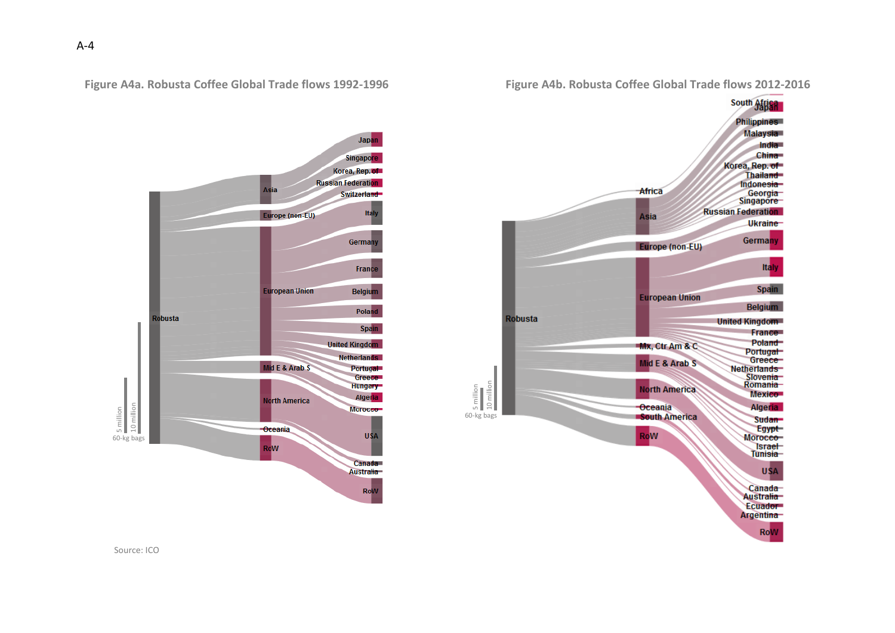A-4

**Figure A4a. Robusta Coffee Global Trade flows 1992-1996**

Robusta

Asia
Europe (non-EU)
European Union
Mid E & Arab S
North America
Oceania
RoW

Japan
Singapore
Korea, Rep. of
Russian Federation
Switzerland
Italy
Germany
France
Belgium
Poland
Spain
United Kingdom
Netherlands
Portugal
Greece
Hungary
Algeria
Morocco
USA
Canada
Australia
RoW

5 million
10 million
60-kg bags

**Figure A4b. Robusta Coffee Global Trade flows 2012-2016**

Robusta

Africa
Asia
Europe (non-EU)
European Union
Mx, Ctr Am & C
Mid E & Arab S
North America
Oceania
South America
RoW

South Africa
Japan
Philippines
Malaysia
India
China
Korea, Rep. of
Thailand
Indonesia
Georgia
Singapore
Russian Federation
Ukraine
Germany
Italy
Spain
Belgium
United Kingdom
France
Poland
Portugal
Greece
Netherlands
Slovenia
Romania
Mexico
Algeria
Sudan
Egypt
Morocco
Israel
Tunisia
USA
Canada
Australia
Ecuador
Argentina
RoW

5 million
10 million
60-kg bags

Source: ICO